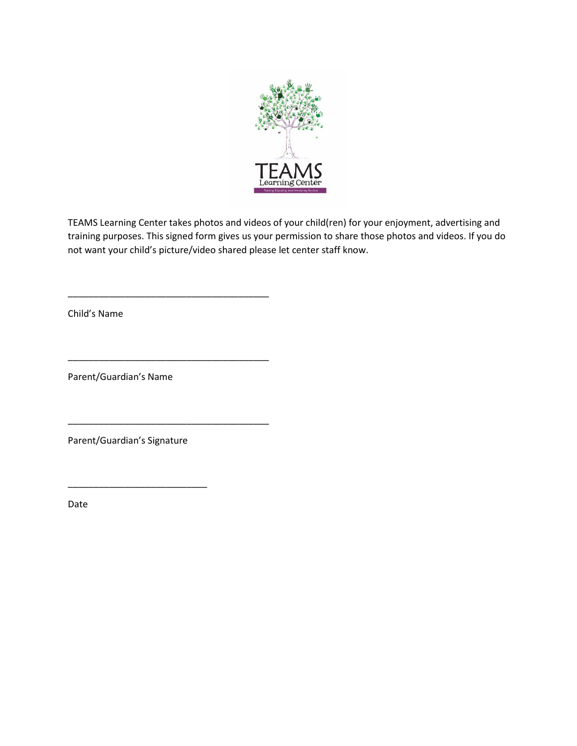TEAMS Learning Center takes photos and videos of your child(ren) for your enjoyment, advertising and training purposes. This signed form gives us your permission to share those photos and videos. If you do not want your child's picture/video shared please let center staff know.

\_\_\_\_\_\_\_\_\_\_\_\_\_\_\_\_\_\_\_\_\_\_\_\_\_\_\_\_\_\_\_\_\_\_\_\_\_\_\_\_

Child's Name

\_\_\_\_\_\_\_\_\_\_\_\_\_\_\_\_\_\_\_\_\_\_\_\_\_\_\_\_\_\_\_\_\_\_\_\_\_\_\_\_

Parent/Guardian's Name

\_\_\_\_\_\_\_\_\_\_\_\_\_\_\_\_\_\_\_\_\_\_\_\_\_\_\_\_\_\_\_\_\_\_\_\_\_\_\_\_

Parent/Guardian's Signature

\_\_\_\_\_\_\_\_\_\_\_\_\_\_\_\_\_\_\_\_\_\_\_\_\_\_\_\_

Date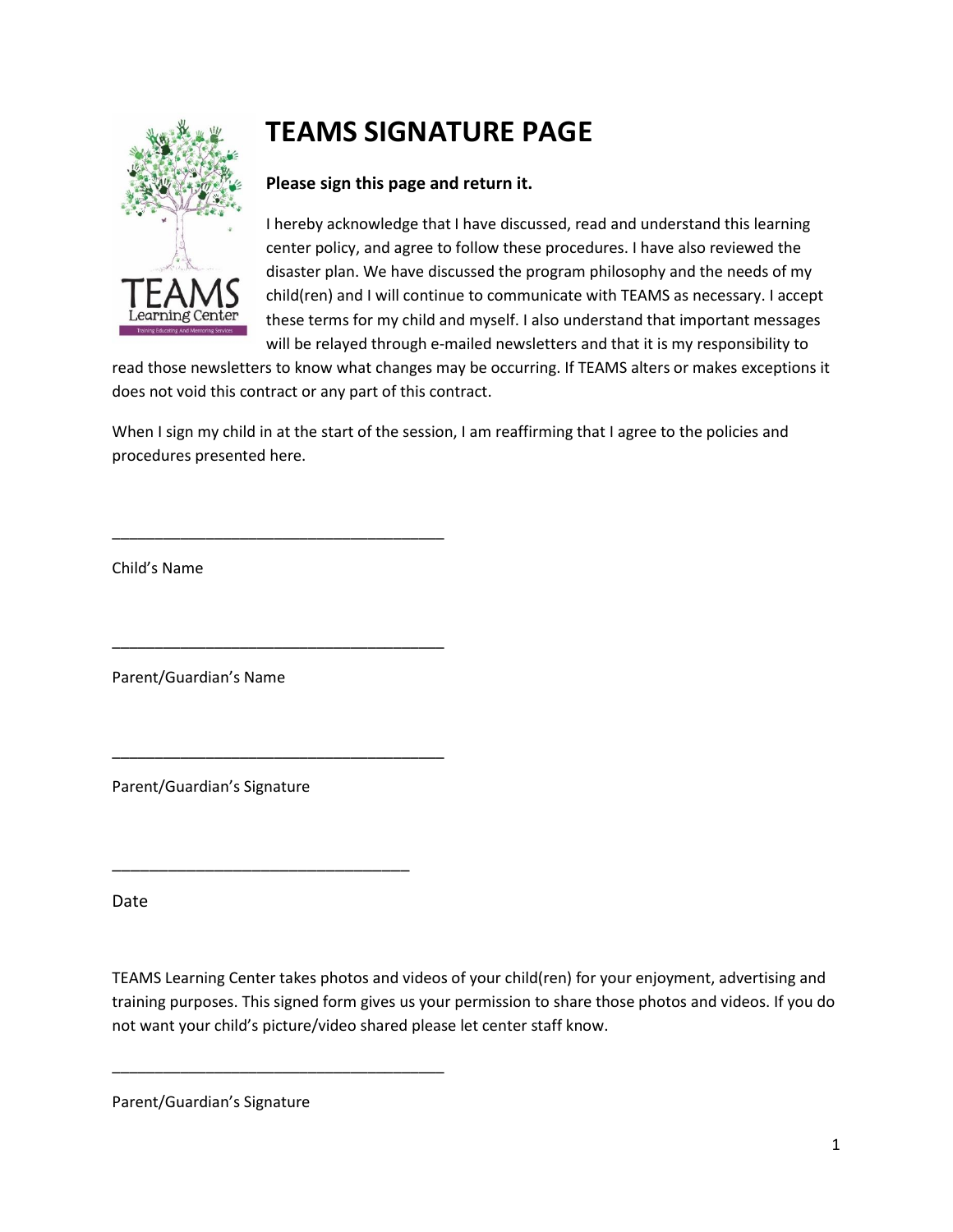# TEAMS SIGNATURE PAGE

**Please sign this page and return it.**

I hereby acknowledge that I have discussed, read and understand this learning center policy, and agree to follow these procedures. I have also reviewed the disaster plan. We have discussed the program philosophy and the needs of my child(ren) and I will continue to communicate with TEAMS as necessary. I accept these terms for my child and myself. I also understand that important messages will be relayed through e-mailed newsletters and that it is my responsibility to read those newsletters to know what changes may be occurring. If TEAMS alters or makes exceptions it does not void this contract or any part of this contract.

When I sign my child in at the start of the session, I am reaffirming that I agree to the policies and procedures presented here.

\_\_\_\_\_\_\_\_\_\_\_\_\_\_\_\_\_\_\_\_\_\_\_\_\_\_\_\_\_\_\_\_\_\_\_\_\_\_\_\_

Child's Name

\_\_\_\_\_\_\_\_\_\_\_\_\_\_\_\_\_\_\_\_\_\_\_\_\_\_\_\_\_\_\_\_\_\_\_\_\_\_\_\_

Parent/Guardian's Name

\_\_\_\_\_\_\_\_\_\_\_\_\_\_\_\_\_\_\_\_\_\_\_\_\_\_\_\_\_\_\_\_\_\_\_\_\_\_\_\_

Parent/Guardian's Signature

\_\_\_\_\_\_\_\_\_\_\_\_\_\_\_\_\_\_\_\_\_\_\_\_\_\_\_\_\_\_\_\_\_\_\_\_

Date

TEAMS Learning Center takes photos and videos of your child(ren) for your enjoyment, advertising and training purposes. This signed form gives us your permission to share those photos and videos. If you do not want your child's picture/video shared please let center staff know.

\_\_\_\_\_\_\_\_\_\_\_\_\_\_\_\_\_\_\_\_\_\_\_\_\_\_\_\_\_\_\_\_\_\_\_\_\_\_\_\_

Parent/Guardian's Signature